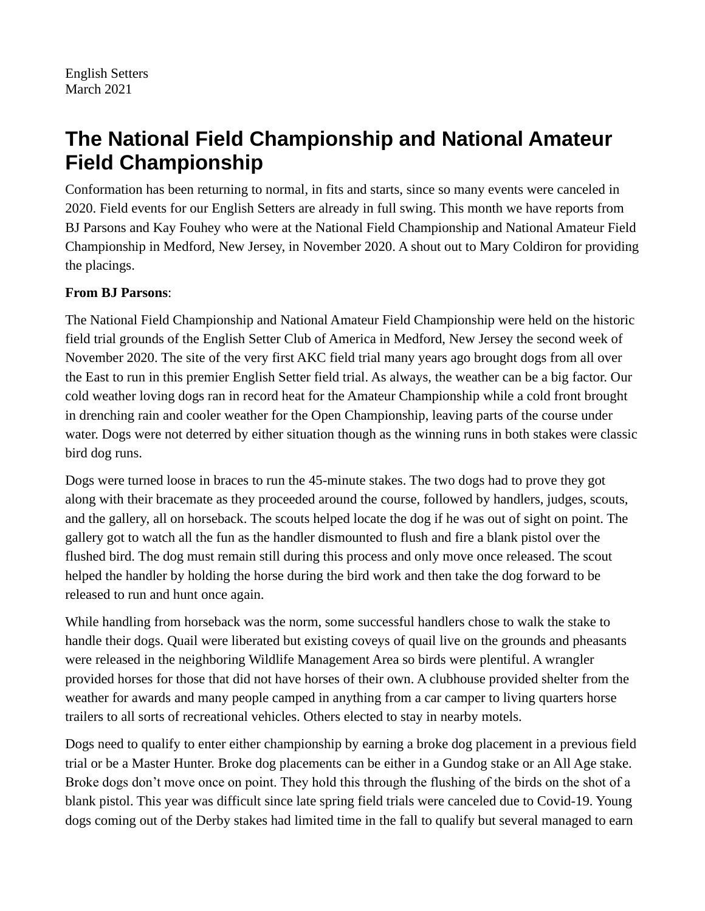English Setters
March 2021

# The National Field Championship and National Amateur Field Championship

Conformation has been returning to normal, in fits and starts, since so many events were canceled in 2020. Field events for our English Setters are already in full swing. This month we have reports from BJ Parsons and Kay Fouhey who were at the National Field Championship and National Amateur Field Championship in Medford, New Jersey, in November 2020. A shout out to Mary Coldiron for providing the placings.

**From BJ Parsons**:

The National Field Championship and National Amateur Field Championship were held on the historic field trial grounds of the English Setter Club of America in Medford, New Jersey the second week of November 2020. The site of the very first AKC field trial many years ago brought dogs from all over the East to run in this premier English Setter field trial. As always, the weather can be a big factor. Our cold weather loving dogs ran in record heat for the Amateur Championship while a cold front brought in drenching rain and cooler weather for the Open Championship, leaving parts of the course under water. Dogs were not deterred by either situation though as the winning runs in both stakes were classic bird dog runs.

Dogs were turned loose in braces to run the 45-minute stakes. The two dogs had to prove they got along with their bracemate as they proceeded around the course, followed by handlers, judges, scouts, and the gallery, all on horseback. The scouts helped locate the dog if he was out of sight on point. The gallery got to watch all the fun as the handler dismounted to flush and fire a blank pistol over the flushed bird. The dog must remain still during this process and only move once released. The scout helped the handler by holding the horse during the bird work and then take the dog forward to be released to run and hunt once again.

While handling from horseback was the norm, some successful handlers chose to walk the stake to handle their dogs. Quail were liberated but existing coveys of quail live on the grounds and pheasants were released in the neighboring Wildlife Management Area so birds were plentiful. A wrangler provided horses for those that did not have horses of their own. A clubhouse provided shelter from the weather for awards and many people camped in anything from a car camper to living quarters horse trailers to all sorts of recreational vehicles. Others elected to stay in nearby motels.

Dogs need to qualify to enter either championship by earning a broke dog placement in a previous field trial or be a Master Hunter. Broke dog placements can be either in a Gundog stake or an All Age stake. Broke dogs don't move once on point. They hold this through the flushing of the birds on the shot of a blank pistol. This year was difficult since late spring field trials were canceled due to Covid-19. Young dogs coming out of the Derby stakes had limited time in the fall to qualify but several managed to earn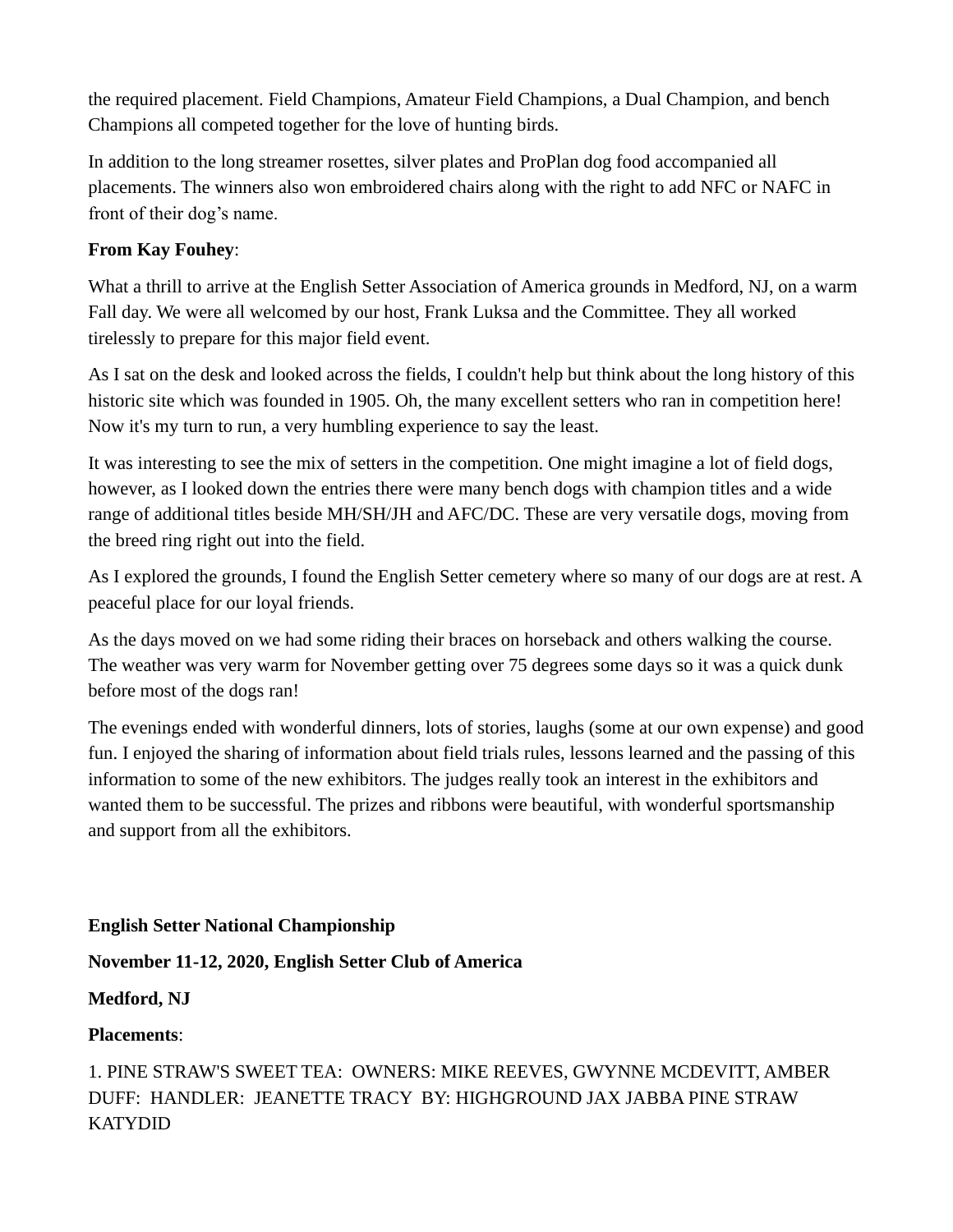the required placement. Field Champions, Amateur Field Champions, a Dual Champion, and bench Champions all competed together for the love of hunting birds.

In addition to the long streamer rosettes, silver plates and ProPlan dog food accompanied all placements. The winners also won embroidered chairs along with the right to add NFC or NAFC in front of their dog's name.

**From Kay Fouhey**:

What a thrill to arrive at the English Setter Association of America grounds in Medford, NJ, on a warm Fall day. We were all welcomed by our host, Frank Luksa and the Committee. They all worked tirelessly to prepare for this major field event.

As I sat on the desk and looked across the fields, I couldn't help but think about the long history of this historic site which was founded in 1905. Oh, the many excellent setters who ran in competition here! Now it's my turn to run, a very humbling experience to say the least.

It was interesting to see the mix of setters in the competition. One might imagine a lot of field dogs, however, as I looked down the entries there were many bench dogs with champion titles and a wide range of additional titles beside MH/SH/JH and AFC/DC. These are very versatile dogs, moving from the breed ring right out into the field.

As I explored the grounds, I found the English Setter cemetery where so many of our dogs are at rest. A peaceful place for our loyal friends.

As the days moved on we had some riding their braces on horseback and others walking the course. The weather was very warm for November getting over 75 degrees some days so it was a quick dunk before most of the dogs ran!

The evenings ended with wonderful dinners, lots of stories, laughs (some at our own expense) and good fun. I enjoyed the sharing of information about field trials rules, lessons learned and the passing of this information to some of the new exhibitors. The judges really took an interest in the exhibitors and wanted them to be successful. The prizes and ribbons were beautiful, with wonderful sportsmanship and support from all the exhibitors.

**English Setter National Championship**

**November 11-12, 2020, English Setter Club of America**

**Medford, NJ**

**Placements**:

1. PINE STRAW'S SWEET TEA: OWNERS: MIKE REEVES, GWYNNE MCDEVITT, AMBER DUFF: HANDLER: JEANETTE TRACY BY: HIGHGROUND JAX JABBA PINE STRAW KATYDID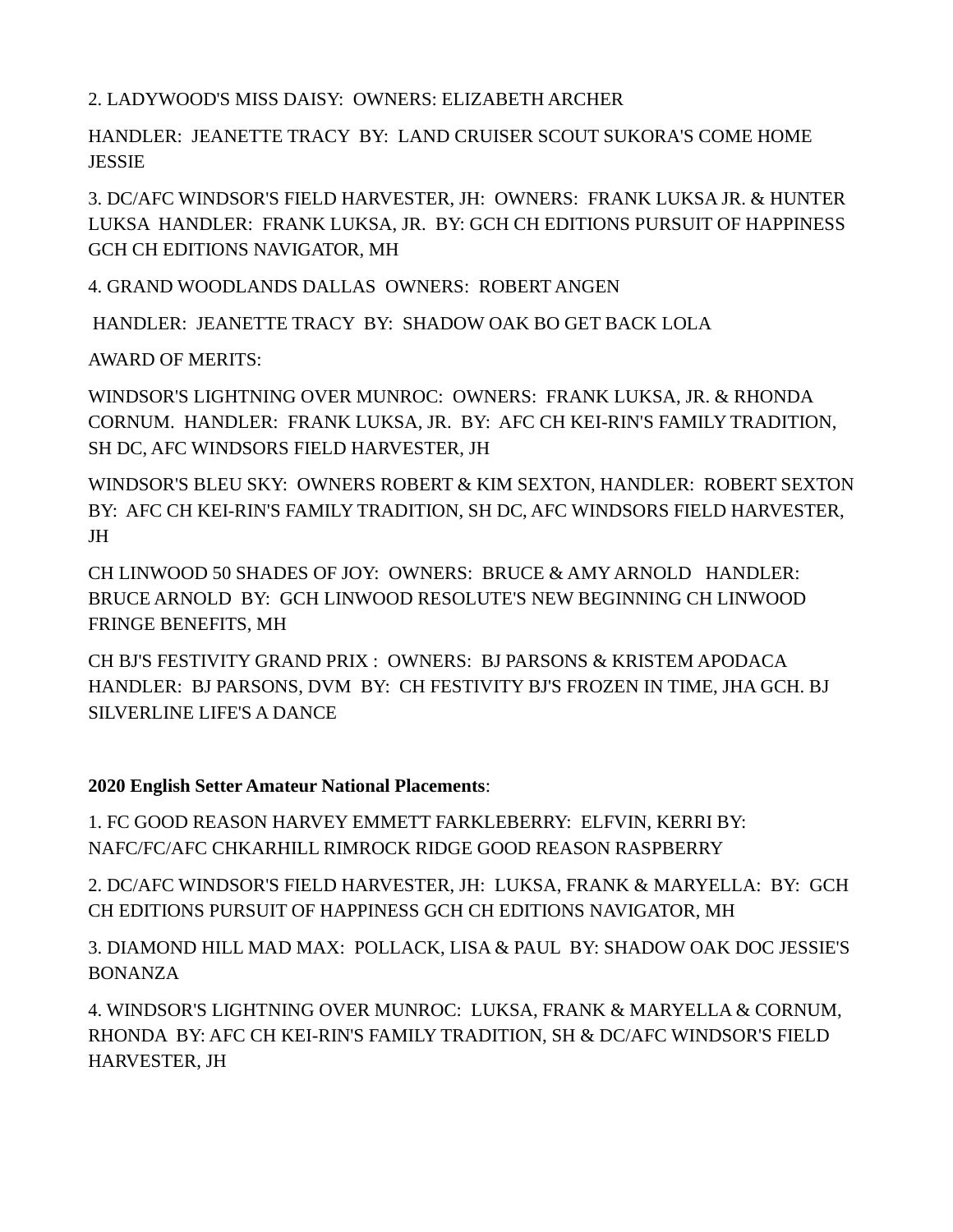2. LADYWOOD'S MISS DAISY:  OWNERS: ELIZABETH ARCHER

HANDLER:  JEANETTE TRACY  BY:  LAND CRUISER SCOUT SUKORA'S COME HOME JESSIE

3. DC/AFC WINDSOR'S FIELD HARVESTER, JH:  OWNERS:  FRANK LUKSA JR. & HUNTER LUKSA  HANDLER:  FRANK LUKSA, JR.  BY: GCH CH EDITIONS PURSUIT OF HAPPINESS GCH CH EDITIONS NAVIGATOR, MH

4. GRAND WOODLANDS DALLAS  OWNERS:  ROBERT ANGEN

HANDLER:  JEANETTE TRACY  BY:  SHADOW OAK BO GET BACK LOLA

AWARD OF MERITS:

WINDSOR'S LIGHTNING OVER MUNROC:  OWNERS:  FRANK LUKSA, JR. & RHONDA CORNUM.  HANDLER:  FRANK LUKSA, JR.  BY:  AFC CH KEI-RIN'S FAMILY TRADITION, SH DC, AFC WINDSORS FIELD HARVESTER, JH

WINDSOR'S BLEU SKY:  OWNERS ROBERT & KIM SEXTON, HANDLER:  ROBERT SEXTON BY:  AFC CH KEI-RIN'S FAMILY TRADITION, SH DC, AFC WINDSORS FIELD HARVESTER, JH

CH LINWOOD 50 SHADES OF JOY:  OWNERS:  BRUCE & AMY ARNOLD   HANDLER: BRUCE ARNOLD  BY:  GCH LINWOOD RESOLUTE'S NEW BEGINNING CH LINWOOD FRINGE BENEFITS, MH

CH BJ'S FESTIVITY GRAND PRIX :  OWNERS:  BJ PARSONS & KRISTEM APODACA HANDLER:  BJ PARSONS, DVM  BY:  CH FESTIVITY BJ'S FROZEN IN TIME, JHA GCH. BJ SILVERLINE LIFE'S A DANCE

**2020 English Setter Amateur National Placements**:

1. FC GOOD REASON HARVEY EMMETT FARKLEBERRY:  ELFVIN, KERRI BY: NAFC/FC/AFC CHKARHILL RIMROCK RIDGE GOOD REASON RASPBERRY

2. DC/AFC WINDSOR'S FIELD HARVESTER, JH:  LUKSA, FRANK & MARYELLA:  BY:  GCH CH EDITIONS PURSUIT OF HAPPINESS GCH CH EDITIONS NAVIGATOR, MH

3. DIAMOND HILL MAD MAX:  POLLACK, LISA & PAUL  BY: SHADOW OAK DOC JESSIE'S BONANZA

4. WINDSOR'S LIGHTNING OVER MUNROC:  LUKSA, FRANK & MARYELLA & CORNUM, RHONDA  BY: AFC CH KEI-RIN'S FAMILY TRADITION, SH & DC/AFC WINDSOR'S FIELD HARVESTER, JH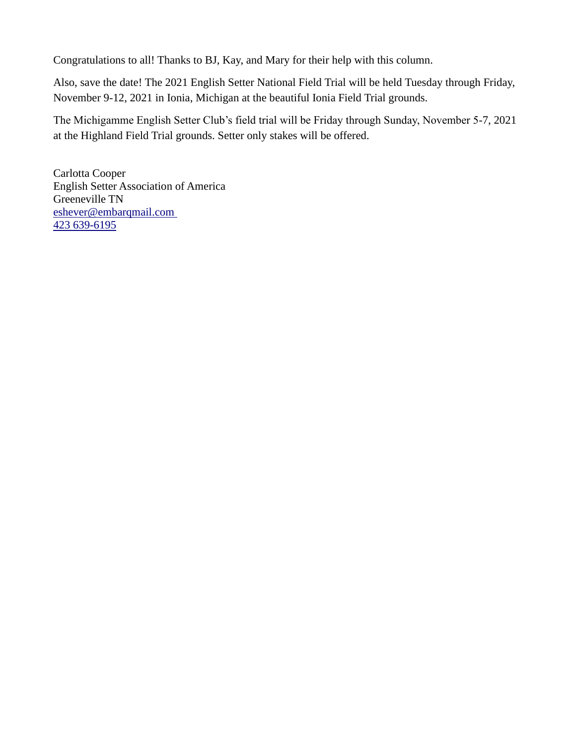Congratulations to all! Thanks to BJ, Kay, and Mary for their help with this column.

Also, save the date! The 2021 English Setter National Field Trial will be held Tuesday through Friday, November 9-12, 2021 in Ionia, Michigan at the beautiful Ionia Field Trial grounds.

The Michigamme English Setter Club's field trial will be Friday through Sunday, November 5-7, 2021 at the Highland Field Trial grounds. Setter only stakes will be offered.

Carlotta Cooper  
English Setter Association of America  
Greeneville TN  
eshever@embarqmail.com  
423 639-6195